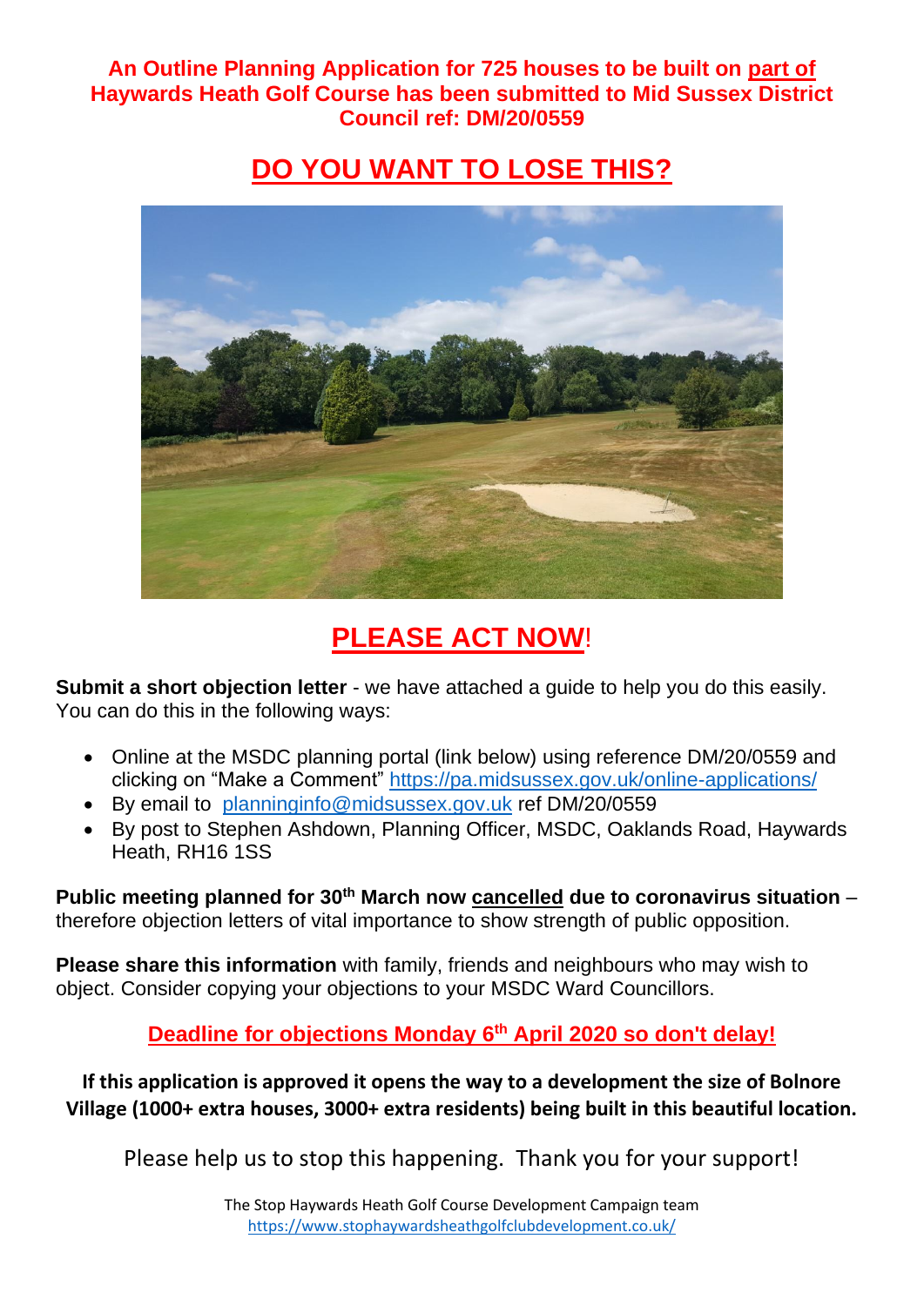**An Outline Planning Application for 725 houses to be built on part of Haywards Heath Golf Course has been submitted to Mid Sussex District Council ref: DM/20/0559**

# DO YOU WANT TO LOSE THIS?

# PLEASE ACT NOW!

**Submit a short objection letter** - we have attached a guide to help you do this easily. You can do this in the following ways:

- Online at the MSDC planning portal (link below) using reference DM/20/0559 and clicking on "Make a Comment" https://pa.midsussex.gov.uk/online-applications/
- By email to planninginfo@midsussex.gov.uk ref DM/20/0559
- By post to Stephen Ashdown, Planning Officer, MSDC, Oaklands Road, Haywards Heath, RH16 1SS

**Public meeting planned for 30th March now cancelled due to coronavirus situation** – therefore objection letters of vital importance to show strength of public opposition.

**Please share this information** with family, friends and neighbours who may wish to object. Consider copying your objections to your MSDC Ward Councillors.

**Deadline for objections Monday 6th April 2020 so don't delay!**

**If this application is approved it opens the way to a development the size of Bolnore Village (1000+ extra houses, 3000+ extra residents) being built in this beautiful location.**

Please help us to stop this happening. Thank you for your support!

The Stop Haywards Heath Golf Course Development Campaign team
https://www.stophaywardsheathgolfclubdevelopment.co.uk/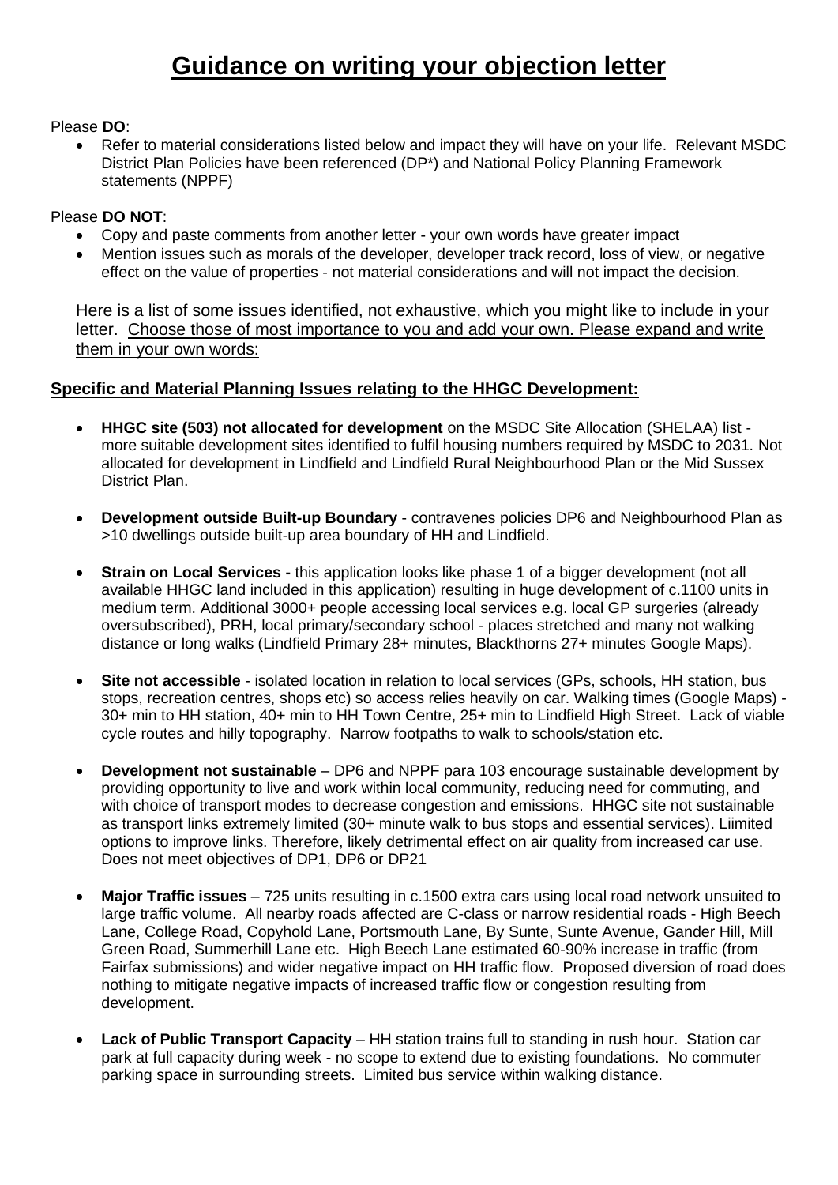# Guidance on writing your objection letter

Please **DO**:

- Refer to material considerations listed below and impact they will have on your life. Relevant MSDC District Plan Policies have been referenced (DP*) and National Policy Planning Framework statements (NPPF)

Please **DO NOT**:

- Copy and paste comments from another letter - your own words have greater impact
- Mention issues such as morals of the developer, developer track record, loss of view, or negative effect on the value of properties - not material considerations and will not impact the decision.

Here is a list of some issues identified, not exhaustive, which you might like to include in your letter. Choose those of most importance to you and add your own. Please expand and write them in your own words:

## Specific and Material Planning Issues relating to the HHGC Development:

- **HHGC site (503) not allocated for development** on the MSDC Site Allocation (SHELAA) list - more suitable development sites identified to fulfil housing numbers required by MSDC to 2031. Not allocated for development in Lindfield and Lindfield Rural Neighbourhood Plan or the Mid Sussex District Plan.
- **Development outside Built-up Boundary** - contravenes policies DP6 and Neighbourhood Plan as >10 dwellings outside built-up area boundary of HH and Lindfield.
- **Strain on Local Services -** this application looks like phase 1 of a bigger development (not all available HHGC land included in this application) resulting in huge development of c.1100 units in medium term. Additional 3000+ people accessing local services e.g. local GP surgeries (already oversubscribed), PRH, local primary/secondary school - places stretched and many not walking distance or long walks (Lindfield Primary 28+ minutes, Blackthorns 27+ minutes Google Maps).
- **Site not accessible** - isolated location in relation to local services (GPs, schools, HH station, bus stops, recreation centres, shops etc) so access relies heavily on car. Walking times (Google Maps) - 30+ min to HH station, 40+ min to HH Town Centre, 25+ min to Lindfield High Street. Lack of viable cycle routes and hilly topography. Narrow footpaths to walk to schools/station etc.
- **Development not sustainable** – DP6 and NPPF para 103 encourage sustainable development by providing opportunity to live and work within local community, reducing need for commuting, and with choice of transport modes to decrease congestion and emissions. HHGC site not sustainable as transport links extremely limited (30+ minute walk to bus stops and essential services). Liimited options to improve links. Therefore, likely detrimental effect on air quality from increased car use. Does not meet objectives of DP1, DP6 or DP21
- **Major Traffic issues** – 725 units resulting in c.1500 extra cars using local road network unsuited to large traffic volume. All nearby roads affected are C-class or narrow residential roads - High Beech Lane, College Road, Copyhold Lane, Portsmouth Lane, By Sunte, Sunte Avenue, Gander Hill, Mill Green Road, Summerhill Lane etc. High Beech Lane estimated 60-90% increase in traffic (from Fairfax submissions) and wider negative impact on HH traffic flow. Proposed diversion of road does nothing to mitigate negative impacts of increased traffic flow or congestion resulting from development.
- **Lack of Public Transport Capacity** – HH station trains full to standing in rush hour. Station car park at full capacity during week - no scope to extend due to existing foundations. No commuter parking space in surrounding streets. Limited bus service within walking distance.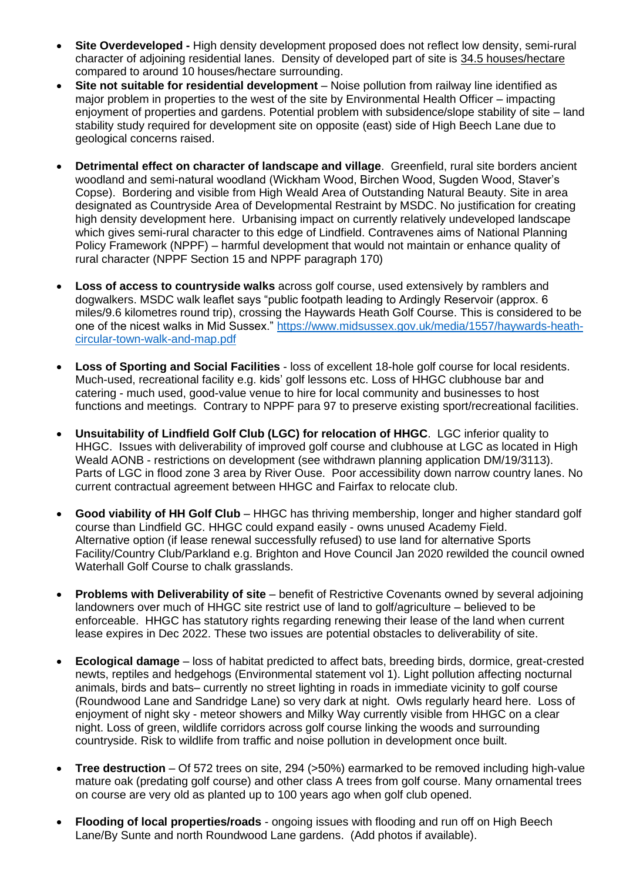- **Site Overdeveloped -** High density development proposed does not reflect low density, semi-rural character of adjoining residential lanes. Density of developed part of site is 34.5 houses/hectare compared to around 10 houses/hectare surrounding.
- **Site not suitable for residential development** – Noise pollution from railway line identified as major problem in properties to the west of the site by Environmental Health Officer – impacting enjoyment of properties and gardens. Potential problem with subsidence/slope stability of site – land stability study required for development site on opposite (east) side of High Beech Lane due to geological concerns raised.
- **Detrimental effect on character of landscape and village**. Greenfield, rural site borders ancient woodland and semi-natural woodland (Wickham Wood, Birchen Wood, Sugden Wood, Staver's Copse). Bordering and visible from High Weald Area of Outstanding Natural Beauty. Site in area designated as Countryside Area of Developmental Restraint by MSDC. No justification for creating high density development here. Urbanising impact on currently relatively undeveloped landscape which gives semi-rural character to this edge of Lindfield. Contravenes aims of National Planning Policy Framework (NPPF) – harmful development that would not maintain or enhance quality of rural character (NPPF Section 15 and NPPF paragraph 170)
- **Loss of access to countryside walks** across golf course, used extensively by ramblers and dogwalkers. MSDC walk leaflet says "public footpath leading to Ardingly Reservoir (approx. 6 miles/9.6 kilometres round trip), crossing the Haywards Heath Golf Course. This is considered to be one of the nicest walks in Mid Sussex." https://www.midsussex.gov.uk/media/1557/haywards-heath-circular-town-walk-and-map.pdf
- **Loss of Sporting and Social Facilities** - loss of excellent 18-hole golf course for local residents. Much-used, recreational facility e.g. kids' golf lessons etc. Loss of HHGC clubhouse bar and catering - much used, good-value venue to hire for local community and businesses to host functions and meetings. Contrary to NPPF para 97 to preserve existing sport/recreational facilities.
- **Unsuitability of Lindfield Golf Club (LGC) for relocation of HHGC**. LGC inferior quality to HHGC. Issues with deliverability of improved golf course and clubhouse at LGC as located in High Weald AONB - restrictions on development (see withdrawn planning application DM/19/3113). Parts of LGC in flood zone 3 area by River Ouse. Poor accessibility down narrow country lanes. No current contractual agreement between HHGC and Fairfax to relocate club.
- **Good viability of HH Golf Club** – HHGC has thriving membership, longer and higher standard golf course than Lindfield GC. HHGC could expand easily - owns unused Academy Field. Alternative option (if lease renewal successfully refused) to use land for alternative Sports Facility/Country Club/Parkland e.g. Brighton and Hove Council Jan 2020 rewilded the council owned Waterhall Golf Course to chalk grasslands.
- **Problems with Deliverability of site** – benefit of Restrictive Covenants owned by several adjoining landowners over much of HHGC site restrict use of land to golf/agriculture – believed to be enforceable. HHGC has statutory rights regarding renewing their lease of the land when current lease expires in Dec 2022. These two issues are potential obstacles to deliverability of site.
- **Ecological damage** – loss of habitat predicted to affect bats, breeding birds, dormice, great-crested newts, reptiles and hedgehogs (Environmental statement vol 1). Light pollution affecting nocturnal animals, birds and bats– currently no street lighting in roads in immediate vicinity to golf course (Roundwood Lane and Sandridge Lane) so very dark at night. Owls regularly heard here. Loss of enjoyment of night sky - meteor showers and Milky Way currently visible from HHGC on a clear night. Loss of green, wildlife corridors across golf course linking the woods and surrounding countryside. Risk to wildlife from traffic and noise pollution in development once built.
- **Tree destruction** – Of 572 trees on site, 294 (>50%) earmarked to be removed including high-value mature oak (predating golf course) and other class A trees from golf course. Many ornamental trees on course are very old as planted up to 100 years ago when golf club opened.
- **Flooding of local properties/roads** - ongoing issues with flooding and run off on High Beech Lane/By Sunte and north Roundwood Lane gardens. (Add photos if available).